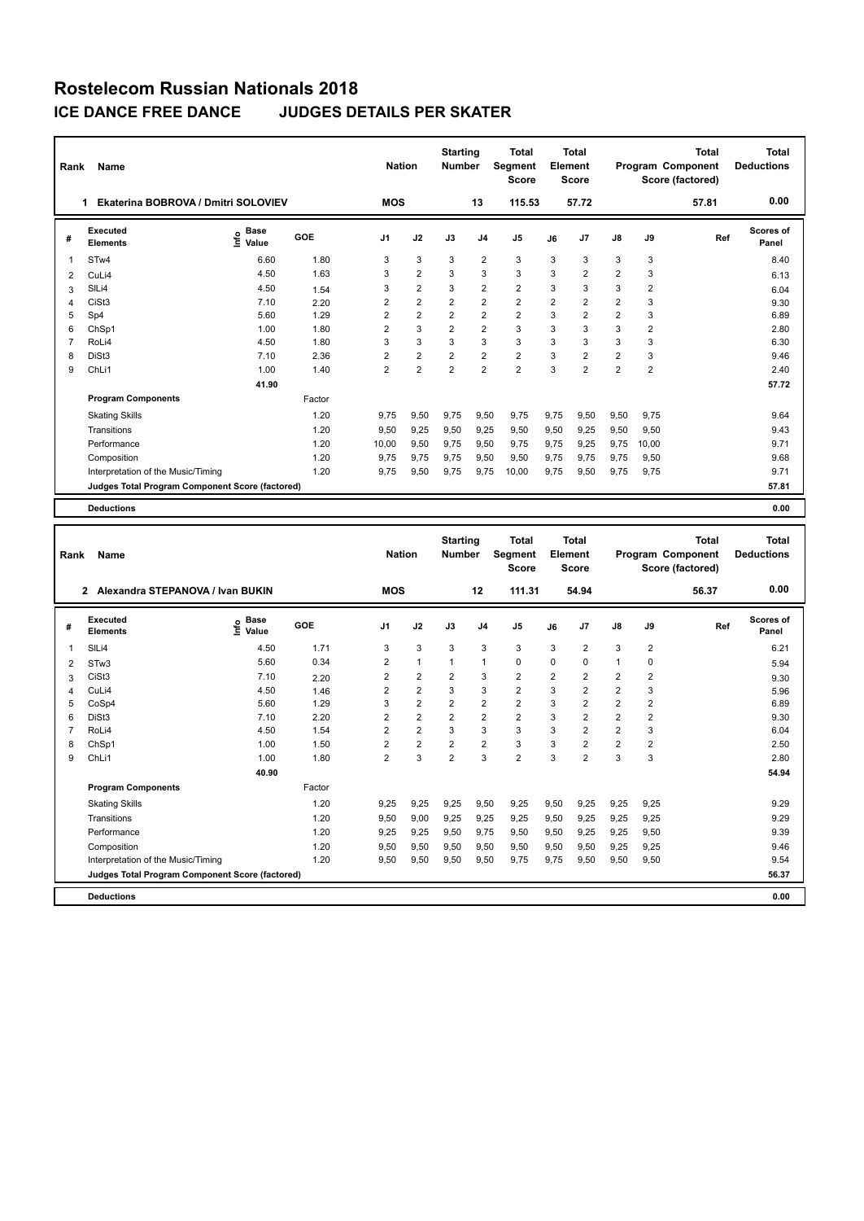# Rostelecom Russian Nationals 2018

## ICE DANCE FREE DANCE JUDGES DETAILS PER SKATER

| Rank | Name | Nation | Starting Number | Total Segment Score | Total Element Score | Total Program Component Score (factored) | Total Deductions |
|---|---|---|---|---|---|---|---|
| 1 | Ekaterina BOBROVA / Dmitri SOLOVIEV | MOS | 13 | 115.53 | 57.72 | 57.81 | 0.00 |

| # | Executed Elements | Info | Base Value | GOE | J1 | J2 | J3 | J4 | J5 | J6 | J7 | J8 | J9 | Ref | Scores of Panel |
|---|---|---|---|---|---|---|---|---|---|---|---|---|---|---|---|
| 1 | STw4 | | 6.60 | 1.80 | 3 | 3 | 3 | 2 | 3 | 3 | 3 | 3 | 3 | | 8.40 |
| 2 | CuLi4 | | 4.50 | 1.63 | 3 | 2 | 3 | 3 | 3 | 3 | 2 | 2 | 3 | | 6.13 |
| 3 | SlLi4 | | 4.50 | 1.54 | 3 | 2 | 3 | 2 | 2 | 3 | 3 | 3 | 2 | | 6.04 |
| 4 | CiSt3 | | 7.10 | 2.20 | 2 | 2 | 2 | 2 | 2 | 2 | 2 | 2 | 3 | | 9.30 |
| 5 | Sp4 | | 5.60 | 1.29 | 2 | 2 | 2 | 2 | 2 | 3 | 2 | 2 | 3 | | 6.89 |
| 6 | ChSp1 | | 1.00 | 1.80 | 2 | 3 | 2 | 2 | 3 | 3 | 3 | 3 | 2 | | 2.80 |
| 7 | RoLi4 | | 4.50 | 1.80 | 3 | 3 | 3 | 3 | 3 | 3 | 3 | 3 | 3 | | 6.30 |
| 8 | DiSt3 | | 7.10 | 2.36 | 2 | 2 | 2 | 2 | 2 | 3 | 2 | 2 | 3 | | 9.46 |
| 9 | ChLi1 | | 1.00 | 1.40 | 2 | 2 | 2 | 2 | 2 | 3 | 2 | 2 | 2 | | 2.40 |
| | | | 41.90 | | | | | | | | | | | | 57.72 |
| | **Program Components** | | | Factor | | | | | | | | | | | |
| | Skating Skills | | | 1.20 | 9,75 | 9,50 | 9,75 | 9,50 | 9,75 | 9,75 | 9,50 | 9,50 | 9,75 | | 9.64 |
| | Transitions | | | 1.20 | 9,50 | 9,25 | 9,50 | 9,25 | 9,50 | 9,50 | 9,25 | 9,50 | 9,50 | | 9.43 |
| | Performance | | | 1.20 | 10,00 | 9,50 | 9,75 | 9,50 | 9,75 | 9,75 | 9,25 | 9,75 | 10,00 | | 9.71 |
| | Composition | | | 1.20 | 9,75 | 9,75 | 9,75 | 9,50 | 9,50 | 9,75 | 9,75 | 9,75 | 9,50 | | 9.68 |
| | Interpretation of the Music/Timing | | | 1.20 | 9,75 | 9,50 | 9,75 | 9,75 | 10,00 | 9,75 | 9,50 | 9,75 | 9,75 | | 9.71 |
| | **Judges Total Program Component Score (factored)** | | | | | | | | | | | | | | 57.81 |
| | **Deductions** | | | | | | | | | | | | | | 0.00 |

| Rank | Name | Nation | Starting Number | Total Segment Score | Total Element Score | Total Program Component Score (factored) | Total Deductions |
|---|---|---|---|---|---|---|---|
| 2 | Alexandra STEPANOVA / Ivan BUKIN | MOS | 12 | 111.31 | 54.94 | 56.37 | 0.00 |

| # | Executed Elements | Info | Base Value | GOE | J1 | J2 | J3 | J4 | J5 | J6 | J7 | J8 | J9 | Ref | Scores of Panel |
|---|---|---|---|---|---|---|---|---|---|---|---|---|---|---|---|
| 1 | SlLi4 | | 4.50 | 1.71 | 3 | 3 | 3 | 3 | 3 | 3 | 2 | 3 | 2 | | 6.21 |
| 2 | STw3 | | 5.60 | 0.34 | 2 | 1 | 1 | 1 | 0 | 0 | 0 | 1 | 0 | | 5.94 |
| 3 | CiSt3 | | 7.10 | 2.20 | 2 | 2 | 2 | 3 | 2 | 2 | 2 | 2 | 2 | | 9.30 |
| 4 | CuLi4 | | 4.50 | 1.46 | 2 | 2 | 3 | 3 | 2 | 3 | 2 | 2 | 3 | | 5.96 |
| 5 | CoSp4 | | 5.60 | 1.29 | 3 | 2 | 2 | 2 | 2 | 3 | 2 | 2 | 2 | | 6.89 |
| 6 | DiSt3 | | 7.10 | 2.20 | 2 | 2 | 2 | 2 | 2 | 3 | 2 | 2 | 2 | | 9.30 |
| 7 | RoLi4 | | 4.50 | 1.54 | 2 | 2 | 3 | 3 | 3 | 3 | 2 | 2 | 3 | | 6.04 |
| 8 | ChSp1 | | 1.00 | 1.50 | 2 | 2 | 2 | 2 | 3 | 3 | 2 | 2 | 2 | | 2.50 |
| 9 | ChLi1 | | 1.00 | 1.80 | 2 | 3 | 2 | 3 | 2 | 3 | 2 | 3 | 3 | | 2.80 |
| | | | 40.90 | | | | | | | | | | | | 54.94 |
| | **Program Components** | | | Factor | | | | | | | | | | | |
| | Skating Skills | | | 1.20 | 9,25 | 9,25 | 9,25 | 9,50 | 9,25 | 9,50 | 9,25 | 9,25 | 9,25 | | 9.29 |
| | Transitions | | | 1.20 | 9,50 | 9,00 | 9,25 | 9,25 | 9,25 | 9,50 | 9,25 | 9,25 | 9,25 | | 9.29 |
| | Performance | | | 1.20 | 9,25 | 9,25 | 9,50 | 9,75 | 9,50 | 9,50 | 9,25 | 9,25 | 9,50 | | 9.39 |
| | Composition | | | 1.20 | 9,50 | 9,50 | 9,50 | 9,50 | 9,50 | 9,50 | 9,50 | 9,25 | 9,25 | | 9.46 |
| | Interpretation of the Music/Timing | | | 1.20 | 9,50 | 9,50 | 9,50 | 9,50 | 9,75 | 9,75 | 9,50 | 9,50 | 9,50 | | 9.54 |
| | **Judges Total Program Component Score (factored)** | | | | | | | | | | | | | | 56.37 |
| | **Deductions** | | | | | | | | | | | | | | 0.00 |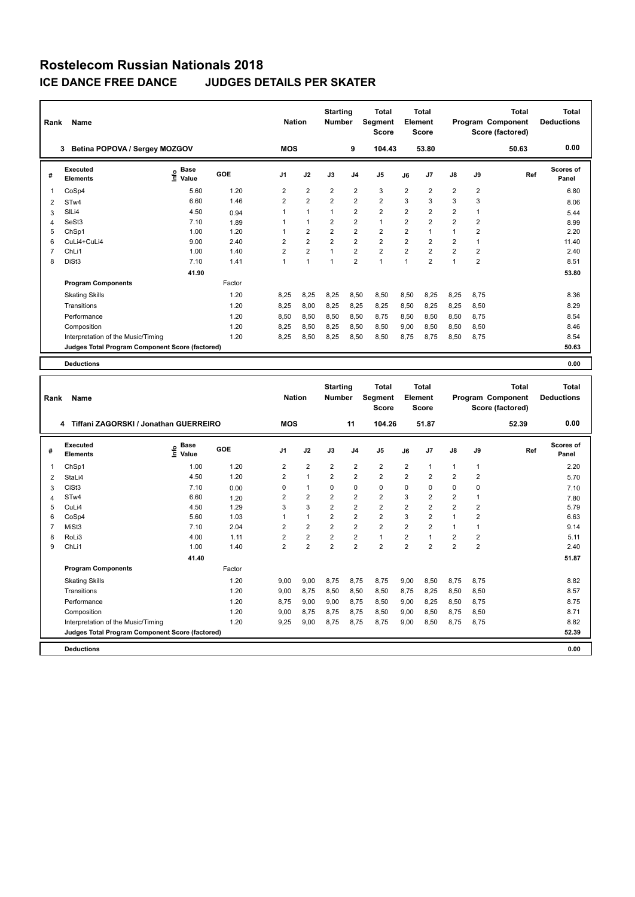# Rostelecom Russian Nationals 2018

## ICE DANCE FREE DANCE JUDGES DETAILS PER SKATER

| Rank | Name | Nation | Starting Number | Total Segment Score | Total Element Score | Total Program Component Score (factored) | Total Deductions |
|---|---|---|---|---|---|---|---|
| 3 | Betina POPOVA / Sergey MOZGOV | MOS | 9 | 104.43 | 53.80 | 50.63 | 0.00 |

| # | Executed Elements | Info | Base Value | GOE | J1 | J2 | J3 | J4 | J5 | J6 | J7 | J8 | J9 | Ref | Scores of Panel |
|---|---|---|---|---|---|---|---|---|---|---|---|---|---|---|---|
| 1 | CoSp4 | | 5.60 | 1.20 | 2 | 2 | 2 | 2 | 3 | 2 | 2 | 2 | 2 | | 6.80 |
| 2 | STw4 | | 6.60 | 1.46 | 2 | 2 | 2 | 2 | 2 | 3 | 3 | 3 | 3 | | 8.06 |
| 3 | SlLi4 | | 4.50 | 0.94 | 1 | 1 | 1 | 2 | 2 | 2 | 2 | 2 | 1 | | 5.44 |
| 4 | SeSt3 | | 7.10 | 1.89 | 1 | 1 | 2 | 2 | 1 | 2 | 2 | 2 | 2 | | 8.99 |
| 5 | ChSp1 | | 1.00 | 1.20 | 1 | 2 | 2 | 2 | 2 | 2 | 1 | 1 | 2 | | 2.20 |
| 6 | CuLi4+CuLi4 | | 9.00 | 2.40 | 2 | 2 | 2 | 2 | 2 | 2 | 2 | 2 | 1 | | 11.40 |
| 7 | ChLi1 | | 1.00 | 1.40 | 2 | 2 | 1 | 2 | 2 | 2 | 2 | 2 | 2 | | 2.40 |
| 8 | DiSt3 | | 7.10 | 1.41 | 1 | 1 | 1 | 2 | 1 | 1 | 2 | 1 | 2 | | 8.51 |
| | | | 41.90 | | | | | | | | | | | | 53.80 |
| | **Program Components** | | | Factor | | | | | | | | | | | |
| | Skating Skills | | | 1.20 | 8,25 | 8,25 | 8,25 | 8,50 | 8,50 | 8,50 | 8,25 | 8,25 | 8,75 | | 8.36 |
| | Transitions | | | 1.20 | 8,25 | 8,00 | 8,25 | 8,25 | 8,25 | 8,50 | 8,25 | 8,25 | 8,50 | | 8.29 |
| | Performance | | | 1.20 | 8,50 | 8,50 | 8,50 | 8,50 | 8,75 | 8,50 | 8,50 | 8,50 | 8,75 | | 8.54 |
| | Composition | | | 1.20 | 8,25 | 8,50 | 8,25 | 8,50 | 8,50 | 9,00 | 8,50 | 8,50 | 8,50 | | 8.46 |
| | Interpretation of the Music/Timing | | | 1.20 | 8,25 | 8,50 | 8,25 | 8,50 | 8,50 | 8,75 | 8,75 | 8,50 | 8,75 | | 8.54 |
| | **Judges Total Program Component Score (factored)** | | | | | | | | | | | | | | 50.63 |
| | **Deductions** | | | | | | | | | | | | | | 0.00 |

| Rank | Name | Nation | Starting Number | Total Segment Score | Total Element Score | Total Program Component Score (factored) | Total Deductions |
|---|---|---|---|---|---|---|---|
| 4 | Tiffani ZAGORSKI / Jonathan GUERREIRO | MOS | 11 | 104.26 | 51.87 | 52.39 | 0.00 |

| # | Executed Elements | Info | Base Value | GOE | J1 | J2 | J3 | J4 | J5 | J6 | J7 | J8 | J9 | Ref | Scores of Panel |
|---|---|---|---|---|---|---|---|---|---|---|---|---|---|---|---|
| 1 | ChSp1 | | 1.00 | 1.20 | 2 | 2 | 2 | 2 | 2 | 2 | 1 | 1 | 1 | | 2.20 |
| 2 | StaLi4 | | 4.50 | 1.20 | 2 | 1 | 2 | 2 | 2 | 2 | 2 | 2 | 2 | | 5.70 |
| 3 | CiSt3 | | 7.10 | 0.00 | 0 | 1 | 0 | 0 | 0 | 0 | 0 | 0 | 0 | | 7.10 |
| 4 | STw4 | | 6.60 | 1.20 | 2 | 2 | 2 | 2 | 2 | 3 | 2 | 2 | 1 | | 7.80 |
| 5 | CuLi4 | | 4.50 | 1.29 | 3 | 3 | 2 | 2 | 2 | 2 | 2 | 2 | 2 | | 5.79 |
| 6 | CoSp4 | | 5.60 | 1.03 | 1 | 1 | 2 | 2 | 2 | 3 | 2 | 1 | 2 | | 6.63 |
| 7 | MiSt3 | | 7.10 | 2.04 | 2 | 2 | 2 | 2 | 2 | 2 | 2 | 1 | 1 | | 9.14 |
| 8 | RoLi3 | | 4.00 | 1.11 | 2 | 2 | 2 | 2 | 1 | 2 | 1 | 2 | 2 | | 5.11 |
| 9 | ChLi1 | | 1.00 | 1.40 | 2 | 2 | 2 | 2 | 2 | 2 | 2 | 2 | 2 | | 2.40 |
| | | | 41.40 | | | | | | | | | | | | 51.87 |
| | **Program Components** | | | Factor | | | | | | | | | | | |
| | Skating Skills | | | 1.20 | 9,00 | 9,00 | 8,75 | 8,75 | 8,75 | 9,00 | 8,50 | 8,75 | 8,75 | | 8.82 |
| | Transitions | | | 1.20 | 9,00 | 8,75 | 8,50 | 8,50 | 8,50 | 8,75 | 8,25 | 8,50 | 8,50 | | 8.57 |
| | Performance | | | 1.20 | 8,75 | 9,00 | 9,00 | 8,75 | 8,50 | 9,00 | 8,25 | 8,50 | 8,75 | | 8.75 |
| | Composition | | | 1.20 | 9,00 | 8,75 | 8,75 | 8,75 | 8,50 | 9,00 | 8,50 | 8,75 | 8,50 | | 8.71 |
| | Interpretation of the Music/Timing | | | 1.20 | 9,25 | 9,00 | 8,75 | 8,75 | 8,75 | 9,00 | 8,50 | 8,75 | 8,75 | | 8.82 |
| | **Judges Total Program Component Score (factored)** | | | | | | | | | | | | | | 52.39 |
| | **Deductions** | | | | | | | | | | | | | | 0.00 |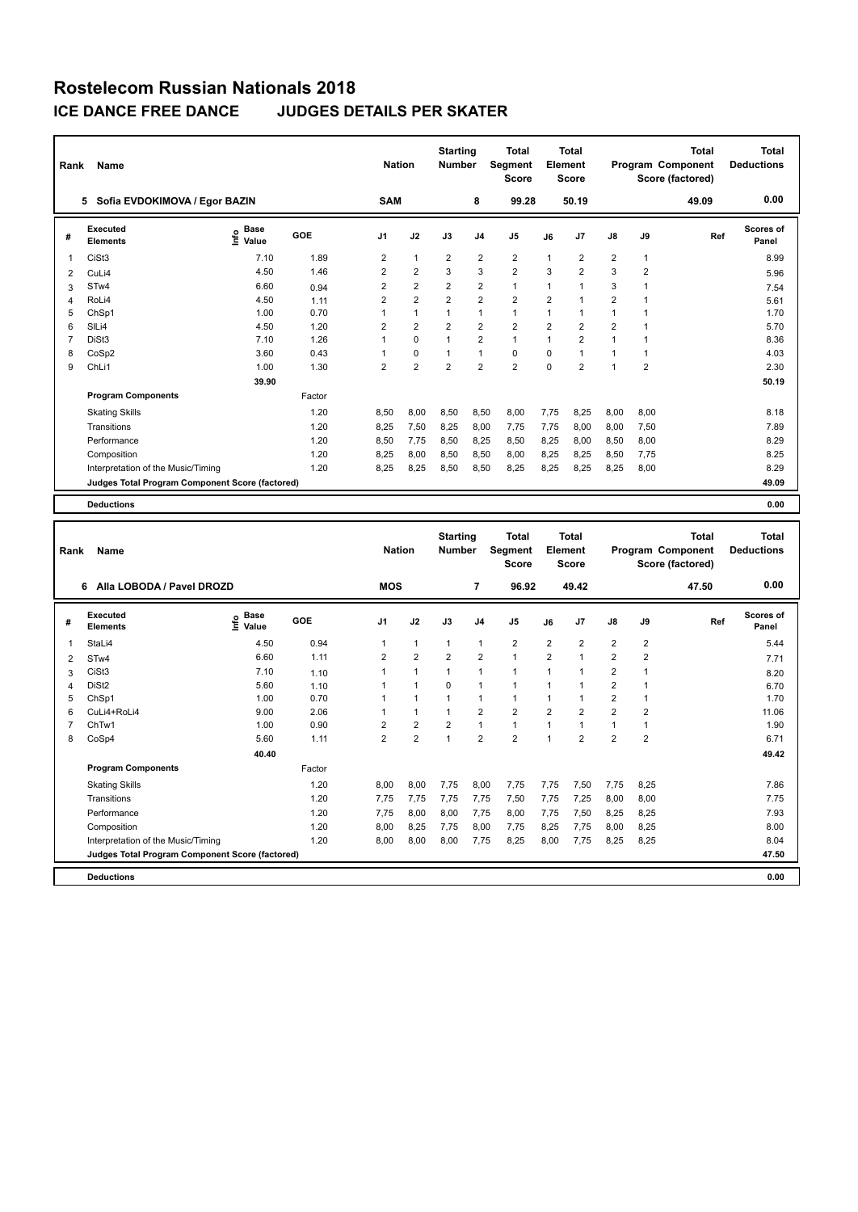# Rostelecom Russian Nationals 2018

## ICE DANCE FREE DANCE JUDGES DETAILS PER SKATER

| Rank | Name | Nation | Starting Number | Total Segment Score | Total Element Score | Total Program Component Score (factored) | Total Deductions |
|---|---|---|---|---|---|---|---|
| 5 | Sofia EVDOKIMOVA / Egor BAZIN | SAM | 8 | 99.28 | 50.19 | 49.09 | 0.00 |

| # | Executed Elements | Info | Base Value | GOE | J1 | J2 | J3 | J4 | J5 | J6 | J7 | J8 | J9 | Ref | Scores of Panel |
|---|---|---|---|---|---|---|---|---|---|---|---|---|---|---|---|
| 1 | CiSt3 | | 7.10 | 1.89 | 2 | 1 | 2 | 2 | 2 | 1 | 2 | 2 | 1 | | 8.99 |
| 2 | CuLi4 | | 4.50 | 1.46 | 2 | 2 | 3 | 3 | 2 | 3 | 2 | 3 | 2 | | 5.96 |
| 3 | STw4 | | 6.60 | 0.94 | 2 | 2 | 2 | 2 | 1 | 1 | 1 | 3 | 1 | | 7.54 |
| 4 | RoLi4 | | 4.50 | 1.11 | 2 | 2 | 2 | 2 | 2 | 2 | 1 | 2 | 1 | | 5.61 |
| 5 | ChSp1 | | 1.00 | 0.70 | 1 | 1 | 1 | 1 | 1 | 1 | 1 | 1 | 1 | | 1.70 |
| 6 | SlLi4 | | 4.50 | 1.20 | 2 | 2 | 2 | 2 | 2 | 2 | 2 | 2 | 1 | | 5.70 |
| 7 | DiSt3 | | 7.10 | 1.26 | 1 | 0 | 1 | 2 | 1 | 1 | 2 | 1 | 1 | | 8.36 |
| 8 | CoSp2 | | 3.60 | 0.43 | 1 | 0 | 1 | 1 | 0 | 0 | 1 | 1 | 1 | | 4.03 |
| 9 | ChLi1 | | 1.00 | 1.30 | 2 | 2 | 2 | 2 | 2 | 0 | 2 | 1 | 2 | | 2.30 |
| | | | 39.90 | | | | | | | | | | | | 50.19 |

| Program Components | Factor | J1 | J2 | J3 | J4 | J5 | J6 | J7 | J8 | J9 | Scores of Panel |
|---|---|---|---|---|---|---|---|---|---|---|---|
| Skating Skills | 1.20 | 8,50 | 8,00 | 8,50 | 8,50 | 8,00 | 7,75 | 8,25 | 8,00 | 8,00 | 8.18 |
| Transitions | 1.20 | 8,25 | 7,50 | 8,25 | 8,00 | 7,75 | 7,75 | 8,00 | 8,00 | 7,50 | 7.89 |
| Performance | 1.20 | 8,50 | 7,75 | 8,50 | 8,25 | 8,50 | 8,25 | 8,00 | 8,50 | 8,00 | 8.29 |
| Composition | 1.20 | 8,25 | 8,00 | 8,50 | 8,50 | 8,00 | 8,25 | 8,25 | 8,50 | 7,75 | 8.25 |
| Interpretation of the Music/Timing | 1.20 | 8,25 | 8,25 | 8,50 | 8,50 | 8,25 | 8,25 | 8,25 | 8,25 | 8,00 | 8.29 |
| Judges Total Program Component Score (factored) | | | | | | | | | | | 49.09 |

**Deductions** 0.00

| Rank | Name | Nation | Starting Number | Total Segment Score | Total Element Score | Total Program Component Score (factored) | Total Deductions |
|---|---|---|---|---|---|---|---|
| 6 | Alla LOBODA / Pavel DROZD | MOS | 7 | 96.92 | 49.42 | 47.50 | 0.00 |

| # | Executed Elements | Info | Base Value | GOE | J1 | J2 | J3 | J4 | J5 | J6 | J7 | J8 | J9 | Ref | Scores of Panel |
|---|---|---|---|---|---|---|---|---|---|---|---|---|---|---|---|
| 1 | StaLi4 | | 4.50 | 0.94 | 1 | 1 | 1 | 1 | 2 | 2 | 2 | 2 | 2 | | 5.44 |
| 2 | STw4 | | 6.60 | 1.11 | 2 | 2 | 2 | 2 | 1 | 2 | 1 | 2 | 2 | | 7.71 |
| 3 | CiSt3 | | 7.10 | 1.10 | 1 | 1 | 1 | 1 | 1 | 1 | 1 | 2 | 1 | | 8.20 |
| 4 | DiSt2 | | 5.60 | 1.10 | 1 | 1 | 0 | 1 | 1 | 1 | 1 | 2 | 1 | | 6.70 |
| 5 | ChSp1 | | 1.00 | 0.70 | 1 | 1 | 1 | 1 | 1 | 1 | 1 | 2 | 1 | | 1.70 |
| 6 | CuLi4+RoLi4 | | 9.00 | 2.06 | 1 | 1 | 1 | 2 | 2 | 2 | 2 | 2 | 2 | | 11.06 |
| 7 | ChTw1 | | 1.00 | 0.90 | 2 | 2 | 2 | 1 | 1 | 1 | 1 | 1 | 1 | | 1.90 |
| 8 | CoSp4 | | 5.60 | 1.11 | 2 | 2 | 1 | 2 | 2 | 1 | 2 | 2 | 2 | | 6.71 |
| | | | 40.40 | | | | | | | | | | | | 49.42 |

| Program Components | Factor | J1 | J2 | J3 | J4 | J5 | J6 | J7 | J8 | J9 | Scores of Panel |
|---|---|---|---|---|---|---|---|---|---|---|---|
| Skating Skills | 1.20 | 8,00 | 8,00 | 7,75 | 8,00 | 7,75 | 7,75 | 7,50 | 7,75 | 8,25 | 7.86 |
| Transitions | 1.20 | 7,75 | 7,75 | 7,75 | 7,75 | 7,50 | 7,75 | 7,25 | 8,00 | 8,00 | 7.75 |
| Performance | 1.20 | 7,75 | 8,00 | 8,00 | 7,75 | 8,00 | 7,75 | 7,50 | 8,25 | 8,25 | 7.93 |
| Composition | 1.20 | 8,00 | 8,25 | 7,75 | 8,00 | 7,75 | 8,25 | 7,75 | 8,00 | 8,25 | 8.00 |
| Interpretation of the Music/Timing | 1.20 | 8,00 | 8,00 | 8,00 | 7,75 | 8,25 | 8,00 | 7,75 | 8,25 | 8,25 | 8.04 |
| Judges Total Program Component Score (factored) | | | | | | | | | | | 47.50 |

**Deductions** 0.00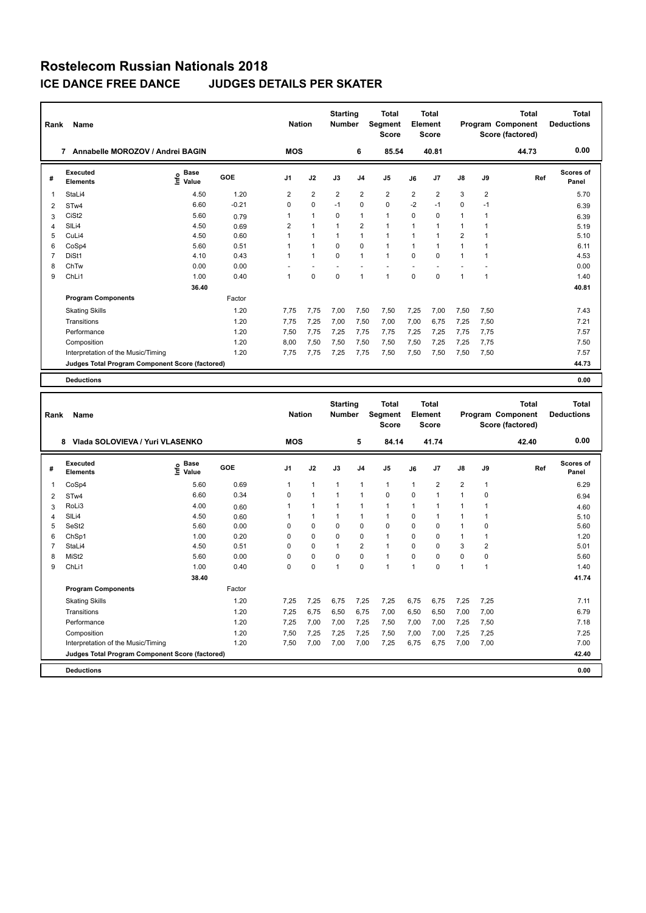# Rostelecom Russian Nationals 2018

## ICE DANCE FREE DANCE JUDGES DETAILS PER SKATER

| Rank | Name | Nation | Starting Number | Total Segment Score | Total Element Score | Total Program Component Score (factored) | Total Deductions |
|---|---|---|---|---|---|---|---|
| 7 | Annabelle MOROZOV / Andrei BAGIN | MOS | 6 | 85.54 | 40.81 | 44.73 | 0.00 |

| # | Executed Elements | Info | Base Value | GOE | J1 | J2 | J3 | J4 | J5 | J6 | J7 | J8 | J9 | Ref | Scores of Panel |
|---|---|---|---|---|---|---|---|---|---|---|---|---|---|---|---|
| 1 | StaLi4 | | 4.50 | 1.20 | 2 | 2 | 2 | 2 | 2 | 2 | 2 | 3 | 2 | | 5.70 |
| 2 | STw4 | | 6.60 | -0.21 | 0 | 0 | -1 | 0 | 0 | -2 | -1 | 0 | -1 | | 6.39 |
| 3 | CiSt2 | | 5.60 | 0.79 | 1 | 1 | 0 | 1 | 1 | 0 | 0 | 1 | 1 | | 6.39 |
| 4 | SlLi4 | | 4.50 | 0.69 | 2 | 1 | 1 | 2 | 1 | 1 | 1 | 1 | 1 | | 5.19 |
| 5 | CuLi4 | | 4.50 | 0.60 | 1 | 1 | 1 | 1 | 1 | 1 | 1 | 2 | 1 | | 5.10 |
| 6 | CoSp4 | | 5.60 | 0.51 | 1 | 1 | 0 | 0 | 1 | 1 | 1 | 1 | 1 | | 6.11 |
| 7 | DiSt1 | | 4.10 | 0.43 | 1 | 1 | 0 | 1 | 1 | 0 | 0 | 1 | 1 | | 4.53 |
| 8 | ChTw | | 0.00 | 0.00 | - | - | - | - | - | - | - | - | - | | 0.00 |
| 9 | ChLi1 | | 1.00 | 0.40 | 1 | 0 | 0 | 1 | 1 | 0 | 0 | 1 | 1 | | 1.40 |
| | | | 36.40 | | | | | | | | | | | | 40.81 |
| | **Program Components** | | | Factor | | | | | | | | | | | |
| | Skating Skills | | | 1.20 | 7,75 | 7,75 | 7,00 | 7,50 | 7,50 | 7,25 | 7,00 | 7,50 | 7,50 | | 7.43 |
| | Transitions | | | 1.20 | 7,75 | 7,25 | 7,00 | 7,50 | 7,00 | 7,00 | 6,75 | 7,25 | 7,50 | | 7.21 |
| | Performance | | | 1.20 | 7,50 | 7,75 | 7,25 | 7,75 | 7,75 | 7,25 | 7,25 | 7,75 | 7,75 | | 7.57 |
| | Composition | | | 1.20 | 8,00 | 7,50 | 7,50 | 7,50 | 7,50 | 7,50 | 7,25 | 7,25 | 7,75 | | 7.50 |
| | Interpretation of the Music/Timing | | | 1.20 | 7,75 | 7,75 | 7,25 | 7,75 | 7,50 | 7,50 | 7,50 | 7,50 | 7,50 | | 7.57 |
| | **Judges Total Program Component Score (factored)** | | | | | | | | | | | | | | 44.73 |
| | **Deductions** | | | | | | | | | | | | | | 0.00 |

| Rank | Name | Nation | Starting Number | Total Segment Score | Total Element Score | Total Program Component Score (factored) | Total Deductions |
|---|---|---|---|---|---|---|---|
| 8 | Vlada SOLOVIEVA / Yuri VLASENKO | MOS | 5 | 84.14 | 41.74 | 42.40 | 0.00 |

| # | Executed Elements | Info | Base Value | GOE | J1 | J2 | J3 | J4 | J5 | J6 | J7 | J8 | J9 | Ref | Scores of Panel |
|---|---|---|---|---|---|---|---|---|---|---|---|---|---|---|---|
| 1 | CoSp4 | | 5.60 | 0.69 | 1 | 1 | 1 | 1 | 1 | 1 | 2 | 2 | 1 | | 6.29 |
| 2 | STw4 | | 6.60 | 0.34 | 0 | 1 | 1 | 1 | 0 | 0 | 1 | 1 | 0 | | 6.94 |
| 3 | RoLi3 | | 4.00 | 0.60 | 1 | 1 | 1 | 1 | 1 | 1 | 1 | 1 | 1 | | 4.60 |
| 4 | SlLi4 | | 4.50 | 0.60 | 1 | 1 | 1 | 1 | 1 | 0 | 1 | 1 | 1 | | 5.10 |
| 5 | SeSt2 | | 5.60 | 0.00 | 0 | 0 | 0 | 0 | 0 | 0 | 0 | 1 | 0 | | 5.60 |
| 6 | ChSp1 | | 1.00 | 0.20 | 0 | 0 | 0 | 0 | 1 | 0 | 0 | 1 | 1 | | 1.20 |
| 7 | StaLi4 | | 4.50 | 0.51 | 0 | 0 | 1 | 2 | 1 | 0 | 0 | 3 | 2 | | 5.01 |
| 8 | MiSt2 | | 5.60 | 0.00 | 0 | 0 | 0 | 0 | 1 | 0 | 0 | 0 | 0 | | 5.60 |
| 9 | ChLi1 | | 1.00 | 0.40 | 0 | 0 | 1 | 0 | 1 | 1 | 0 | 1 | 1 | | 1.40 |
| | | | 38.40 | | | | | | | | | | | | 41.74 |
| | **Program Components** | | | Factor | | | | | | | | | | | |
| | Skating Skills | | | 1.20 | 7,25 | 7,25 | 6,75 | 7,25 | 7,25 | 6,75 | 6,75 | 7,25 | 7,25 | | 7.11 |
| | Transitions | | | 1.20 | 7,25 | 6,75 | 6,50 | 6,75 | 7,00 | 6,50 | 6,50 | 7,00 | 7,00 | | 6.79 |
| | Performance | | | 1.20 | 7,25 | 7,00 | 7,00 | 7,25 | 7,50 | 7,00 | 7,00 | 7,25 | 7,50 | | 7.18 |
| | Composition | | | 1.20 | 7,50 | 7,25 | 7,25 | 7,25 | 7,50 | 7,00 | 7,00 | 7,25 | 7,25 | | 7.25 |
| | Interpretation of the Music/Timing | | | 1.20 | 7,50 | 7,00 | 7,00 | 7,00 | 7,25 | 6,75 | 6,75 | 7,00 | 7,00 | | 7.00 |
| | **Judges Total Program Component Score (factored)** | | | | | | | | | | | | | | 42.40 |
| | **Deductions** | | | | | | | | | | | | | | 0.00 |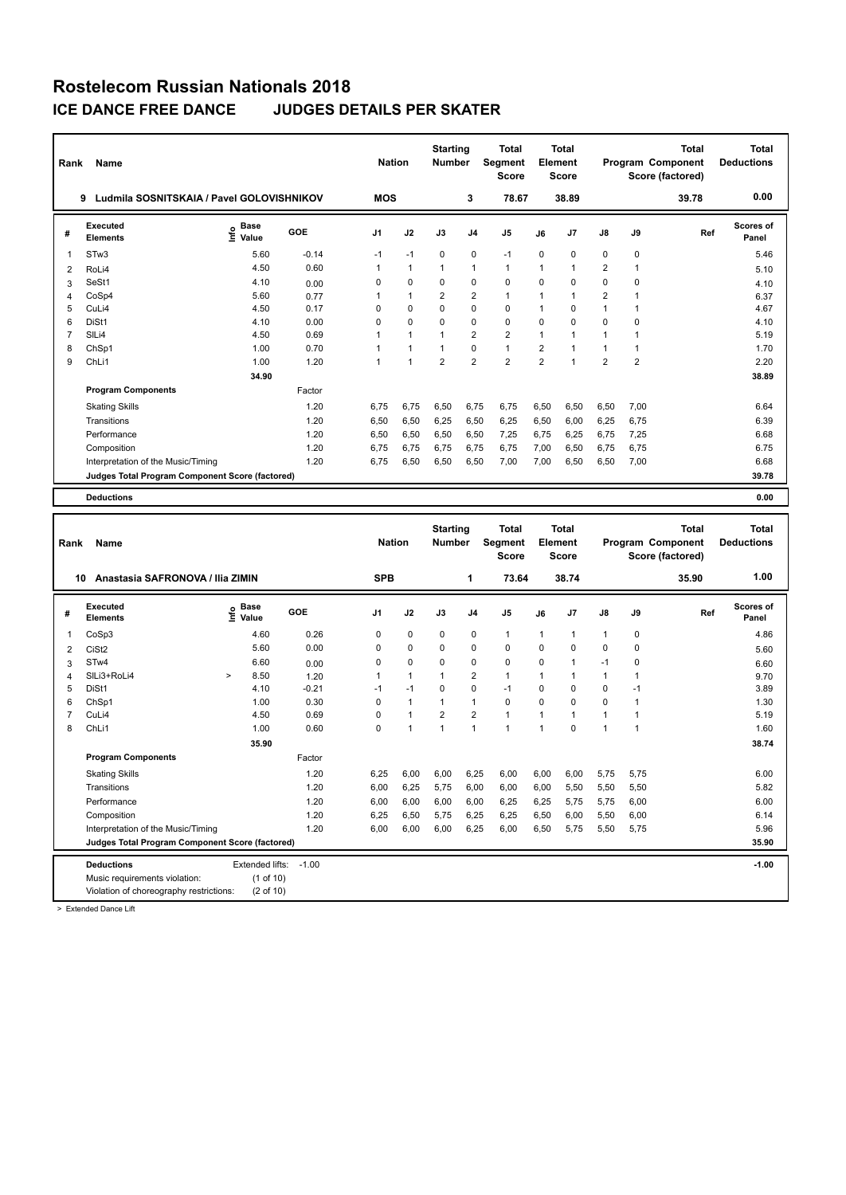# Rostelecom Russian Nationals 2018

## ICE DANCE FREE DANCE JUDGES DETAILS PER SKATER

| Rank | Name | Nation | Starting Number | Total Segment Score | Total Element Score | Total Program Component Score (factored) | Total Deductions |
|---|---|---|---|---|---|---|---|
| 9 | Ludmila SOSNITSKAIA / Pavel GOLOVISHNIKOV | MOS | 3 | 78.67 | 38.89 | 39.78 | 0.00 |

| # | Executed Elements | Info | Base Value | GOE | J1 | J2 | J3 | J4 | J5 | J6 | J7 | J8 | J9 | Ref | Scores of Panel |
|---|---|---|---|---|---|---|---|---|---|---|---|---|---|---|---|
| 1 | STw3 | | 5.60 | -0.14 | -1 | -1 | 0 | 0 | -1 | 0 | 0 | 0 | 0 | | 5.46 |
| 2 | RoLi4 | | 4.50 | 0.60 | 1 | 1 | 1 | 1 | 1 | 1 | 1 | 2 | 1 | | 5.10 |
| 3 | SeSt1 | | 4.10 | 0.00 | 0 | 0 | 0 | 0 | 0 | 0 | 0 | 0 | 0 | | 4.10 |
| 4 | CoSp4 | | 5.60 | 0.77 | 1 | 1 | 2 | 2 | 1 | 1 | 1 | 2 | 1 | | 6.37 |
| 5 | CuLi4 | | 4.50 | 0.17 | 0 | 0 | 0 | 0 | 0 | 1 | 0 | 1 | 1 | | 4.67 |
| 6 | DiSt1 | | 4.10 | 0.00 | 0 | 0 | 0 | 0 | 0 | 0 | 0 | 0 | 0 | | 4.10 |
| 7 | SlLi4 | | 4.50 | 0.69 | 1 | 1 | 1 | 2 | 2 | 1 | 1 | 1 | 1 | | 5.19 |
| 8 | ChSp1 | | 1.00 | 0.70 | 1 | 1 | 1 | 0 | 1 | 2 | 1 | 1 | 1 | | 1.70 |
| 9 | ChLi1 | | 1.00 | 1.20 | 1 | 1 | 2 | 2 | 2 | 2 | 1 | 2 | 2 | | 2.20 |
| | | | 34.90 | | | | | | | | | | | | 38.89 |
| | **Program Components** | | | Factor | | | | | | | | | | | |
| | Skating Skills | | | 1.20 | 6,75 | 6,75 | 6,50 | 6,75 | 6,75 | 6,50 | 6,50 | 6,50 | 7,00 | | 6.64 |
| | Transitions | | | 1.20 | 6,50 | 6,50 | 6,25 | 6,50 | 6,25 | 6,50 | 6,00 | 6,25 | 6,75 | | 6.39 |
| | Performance | | | 1.20 | 6,50 | 6,50 | 6,50 | 6,50 | 7,25 | 6,75 | 6,25 | 6,75 | 7,25 | | 6.68 |
| | Composition | | | 1.20 | 6,75 | 6,75 | 6,75 | 6,75 | 6,75 | 7,00 | 6,50 | 6,75 | 6,75 | | 6.75 |
| | Interpretation of the Music/Timing | | | 1.20 | 6,75 | 6,50 | 6,50 | 6,50 | 7,00 | 7,00 | 6,50 | 6,50 | 7,00 | | 6.68 |
| | **Judges Total Program Component Score (factored)** | | | | | | | | | | | | | | 39.78 |
| | **Deductions** | | | | | | | | | | | | | | 0.00 |

| Rank | Name | Nation | Starting Number | Total Segment Score | Total Element Score | Total Program Component Score (factored) | Total Deductions |
|---|---|---|---|---|---|---|---|
| 10 | Anastasia SAFRONOVA / Ilia ZIMIN | SPB | 1 | 73.64 | 38.74 | 35.90 | 1.00 |

| # | Executed Elements | Info | Base Value | GOE | J1 | J2 | J3 | J4 | J5 | J6 | J7 | J8 | J9 | Ref | Scores of Panel |
|---|---|---|---|---|---|---|---|---|---|---|---|---|---|---|---|
| 1 | CoSp3 | | 4.60 | 0.26 | 0 | 0 | 0 | 0 | 1 | 1 | 1 | 1 | 0 | | 4.86 |
| 2 | CiSt2 | | 5.60 | 0.00 | 0 | 0 | 0 | 0 | 0 | 0 | 0 | 0 | 0 | | 5.60 |
| 3 | STw4 | | 6.60 | 0.00 | 0 | 0 | 0 | 0 | 0 | 0 | 1 | -1 | 0 | | 6.60 |
| 4 | SlLi3+RoLi4 | > | 8.50 | 1.20 | 1 | 1 | 1 | 2 | 1 | 1 | 1 | 1 | 1 | | 9.70 |
| 5 | DiSt1 | | 4.10 | -0.21 | -1 | -1 | 0 | 0 | -1 | 0 | 0 | 0 | -1 | | 3.89 |
| 6 | ChSp1 | | 1.00 | 0.30 | 0 | 1 | 1 | 1 | 0 | 0 | 0 | 0 | 1 | | 1.30 |
| 7 | CuLi4 | | 4.50 | 0.69 | 0 | 1 | 2 | 2 | 1 | 1 | 1 | 1 | 1 | | 5.19 |
| 8 | ChLi1 | | 1.00 | 0.60 | 0 | 1 | 1 | 1 | 1 | 1 | 0 | 1 | 1 | | 1.60 |
| | | | 35.90 | | | | | | | | | | | | 38.74 |
| | **Program Components** | | | Factor | | | | | | | | | | | |
| | Skating Skills | | | 1.20 | 6,25 | 6,00 | 6,00 | 6,25 | 6,00 | 6,00 | 6,00 | 5,75 | 5,75 | | 6.00 |
| | Transitions | | | 1.20 | 6,00 | 6,25 | 5,75 | 6,00 | 6,00 | 6,00 | 5,50 | 5,50 | 5,50 | | 5.82 |
| | Performance | | | 1.20 | 6,00 | 6,00 | 6,00 | 6,00 | 6,25 | 6,25 | 5,75 | 5,75 | 6,00 | | 6.00 |
| | Composition | | | 1.20 | 6,25 | 6,50 | 5,75 | 6,25 | 6,25 | 6,50 | 6,00 | 5,50 | 6,00 | | 6.14 |
| | Interpretation of the Music/Timing | | | 1.20 | 6,00 | 6,00 | 6,00 | 6,25 | 6,00 | 6,50 | 5,75 | 5,50 | 5,75 | | 5.96 |
| | **Judges Total Program Component Score (factored)** | | | | | | | | | | | | | | 35.90 |
| | **Deductions** Extended lifts: -1.00 | | | | | | | | | | | | | | -1.00 |
| | Music requirements violation: (1 of 10) | | | | | | | | | | | | | | |
| | Violation of choreography restrictions: (2 of 10) | | | | | | | | | | | | | | |

> Extended Dance Lift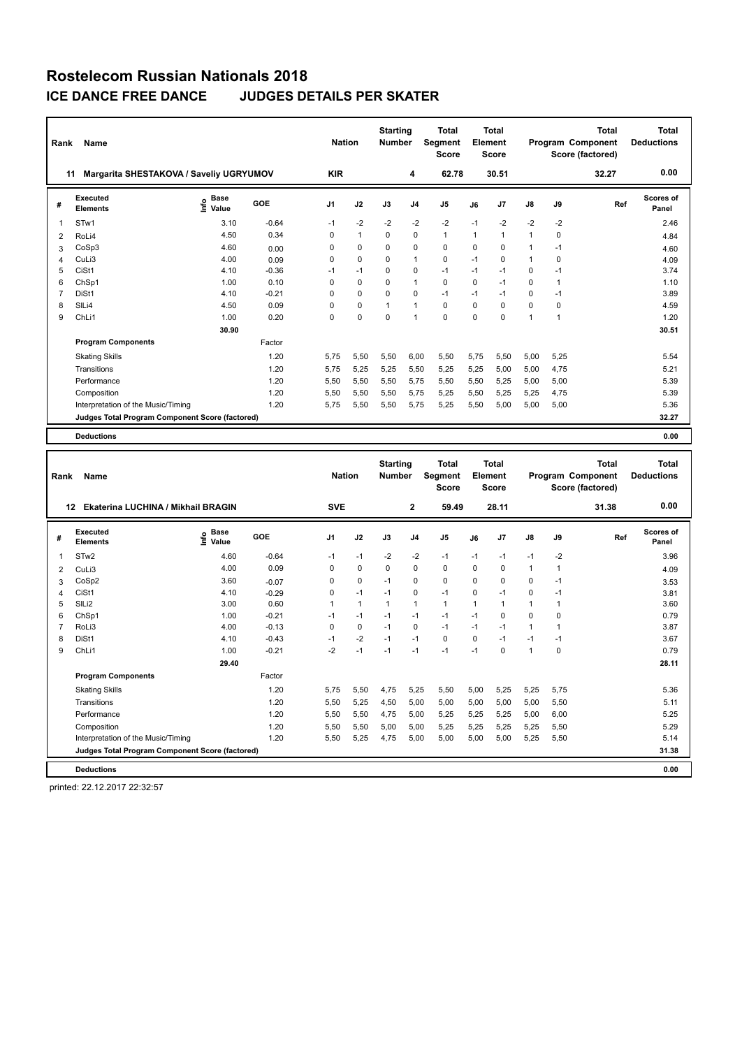# Rostelecom Russian Nationals 2018

## ICE DANCE FREE DANCE JUDGES DETAILS PER SKATER

| Rank | Name | Nation | Starting Number | Total Segment Score | Total Element Score | Total Program Component Score (factored) | Total Deductions |
|---|---|---|---|---|---|---|---|
| 11 | Margarita SHESTAKOVA / Saveliy UGRYUMOV | KIR | 4 | 62.78 | 30.51 | 32.27 | 0.00 |

| # | Executed Elements | Info | Base Value | GOE | J1 | J2 | J3 | J4 | J5 | J6 | J7 | J8 | J9 | Ref | Scores of Panel |
|---|---|---|---|---|---|---|---|---|---|---|---|---|---|---|---|
| 1 | STw1 | | 3.10 | -0.64 | -1 | -2 | -2 | -2 | -2 | -1 | -2 | -2 | -2 | | 2.46 |
| 2 | RoLi4 | | 4.50 | 0.34 | 0 | 1 | 0 | 0 | 1 | 1 | 1 | 1 | 0 | | 4.84 |
| 3 | CoSp3 | | 4.60 | 0.00 | 0 | 0 | 0 | 0 | 0 | 0 | 0 | 1 | -1 | | 4.60 |
| 4 | CuLi3 | | 4.00 | 0.09 | 0 | 0 | 0 | 1 | 0 | -1 | 0 | 1 | 0 | | 4.09 |
| 5 | CiSt1 | | 4.10 | -0.36 | -1 | -1 | 0 | 0 | -1 | -1 | -1 | 0 | -1 | | 3.74 |
| 6 | ChSp1 | | 1.00 | 0.10 | 0 | 0 | 0 | 1 | 0 | 0 | -1 | 0 | 1 | | 1.10 |
| 7 | DiSt1 | | 4.10 | -0.21 | 0 | 0 | 0 | 0 | -1 | -1 | -1 | 0 | -1 | | 3.89 |
| 8 | SlLi4 | | 4.50 | 0.09 | 0 | 0 | 1 | 1 | 0 | 0 | 0 | 0 | 0 | | 4.59 |
| 9 | ChLi1 | | 1.00 | 0.20 | 0 | 0 | 0 | 1 | 0 | 0 | 0 | 1 | 1 | | 1.20 |
| | | | 30.90 | | | | | | | | | | | | 30.51 |

| Program Components | Factor | J1 | J2 | J3 | J4 | J5 | J6 | J7 | J8 | J9 | Scores of Panel |
|---|---|---|---|---|---|---|---|---|---|---|---|
| Skating Skills | 1.20 | 5,75 | 5,50 | 5,50 | 6,00 | 5,50 | 5,75 | 5,50 | 5,00 | 5,25 | 5.54 |
| Transitions | 1.20 | 5,75 | 5,25 | 5,25 | 5,50 | 5,25 | 5,25 | 5,00 | 5,00 | 4,75 | 5.21 |
| Performance | 1.20 | 5,50 | 5,50 | 5,50 | 5,75 | 5,50 | 5,50 | 5,25 | 5,00 | 5,00 | 5.39 |
| Composition | 1.20 | 5,50 | 5,50 | 5,50 | 5,75 | 5,25 | 5,50 | 5,25 | 5,25 | 4,75 | 5.39 |
| Interpretation of the Music/Timing | 1.20 | 5,75 | 5,50 | 5,50 | 5,75 | 5,25 | 5,50 | 5,00 | 5,00 | 5,00 | 5.36 |
| Judges Total Program Component Score (factored) | | | | | | | | | | | 32.27 |

**Deductions** 0.00

| Rank | Name | Nation | Starting Number | Total Segment Score | Total Element Score | Total Program Component Score (factored) | Total Deductions |
|---|---|---|---|---|---|---|---|
| 12 | Ekaterina LUCHINA / Mikhail BRAGIN | SVE | 2 | 59.49 | 28.11 | 31.38 | 0.00 |

| # | Executed Elements | Info | Base Value | GOE | J1 | J2 | J3 | J4 | J5 | J6 | J7 | J8 | J9 | Ref | Scores of Panel |
|---|---|---|---|---|---|---|---|---|---|---|---|---|---|---|---|
| 1 | STw2 | | 4.60 | -0.64 | -1 | -1 | -2 | -2 | -1 | -1 | -1 | -1 | -2 | | 3.96 |
| 2 | CuLi3 | | 4.00 | 0.09 | 0 | 0 | 0 | 0 | 0 | 0 | 0 | 1 | 1 | | 4.09 |
| 3 | CoSp2 | | 3.60 | -0.07 | 0 | 0 | -1 | 0 | 0 | 0 | 0 | 0 | -1 | | 3.53 |
| 4 | CiSt1 | | 4.10 | -0.29 | 0 | -1 | -1 | 0 | -1 | 0 | -1 | 0 | -1 | | 3.81 |
| 5 | SlLi2 | | 3.00 | 0.60 | 1 | 1 | 1 | 1 | 1 | 1 | 1 | 1 | 1 | | 3.60 |
| 6 | ChSp1 | | 1.00 | -0.21 | -1 | -1 | -1 | -1 | -1 | -1 | 0 | 0 | 0 | | 0.79 |
| 7 | RoLi3 | | 4.00 | -0.13 | 0 | 0 | -1 | 0 | -1 | -1 | -1 | 1 | 1 | | 3.87 |
| 8 | DiSt1 | | 4.10 | -0.43 | -1 | -2 | -1 | -1 | 0 | 0 | -1 | -1 | -1 | | 3.67 |
| 9 | ChLi1 | | 1.00 | -0.21 | -2 | -1 | -1 | -1 | -1 | -1 | 0 | 1 | 0 | | 0.79 |
| | | | 29.40 | | | | | | | | | | | | 28.11 |

| Program Components | Factor | J1 | J2 | J3 | J4 | J5 | J6 | J7 | J8 | J9 | Scores of Panel |
|---|---|---|---|---|---|---|---|---|---|---|---|
| Skating Skills | 1.20 | 5,75 | 5,50 | 4,75 | 5,25 | 5,50 | 5,00 | 5,25 | 5,25 | 5,75 | 5.36 |
| Transitions | 1.20 | 5,50 | 5,25 | 4,50 | 5,00 | 5,00 | 5,00 | 5,00 | 5,00 | 5,50 | 5.11 |
| Performance | 1.20 | 5,50 | 5,50 | 4,75 | 5,00 | 5,25 | 5,25 | 5,25 | 5,00 | 6,00 | 5.25 |
| Composition | 1.20 | 5,50 | 5,50 | 5,00 | 5,00 | 5,25 | 5,25 | 5,25 | 5,25 | 5,50 | 5.29 |
| Interpretation of the Music/Timing | 1.20 | 5,50 | 5,25 | 4,75 | 5,00 | 5,00 | 5,00 | 5,00 | 5,25 | 5,50 | 5.14 |
| Judges Total Program Component Score (factored) | | | | | | | | | | | 31.38 |

**Deductions** 0.00

printed: 22.12.2017 22:32:57